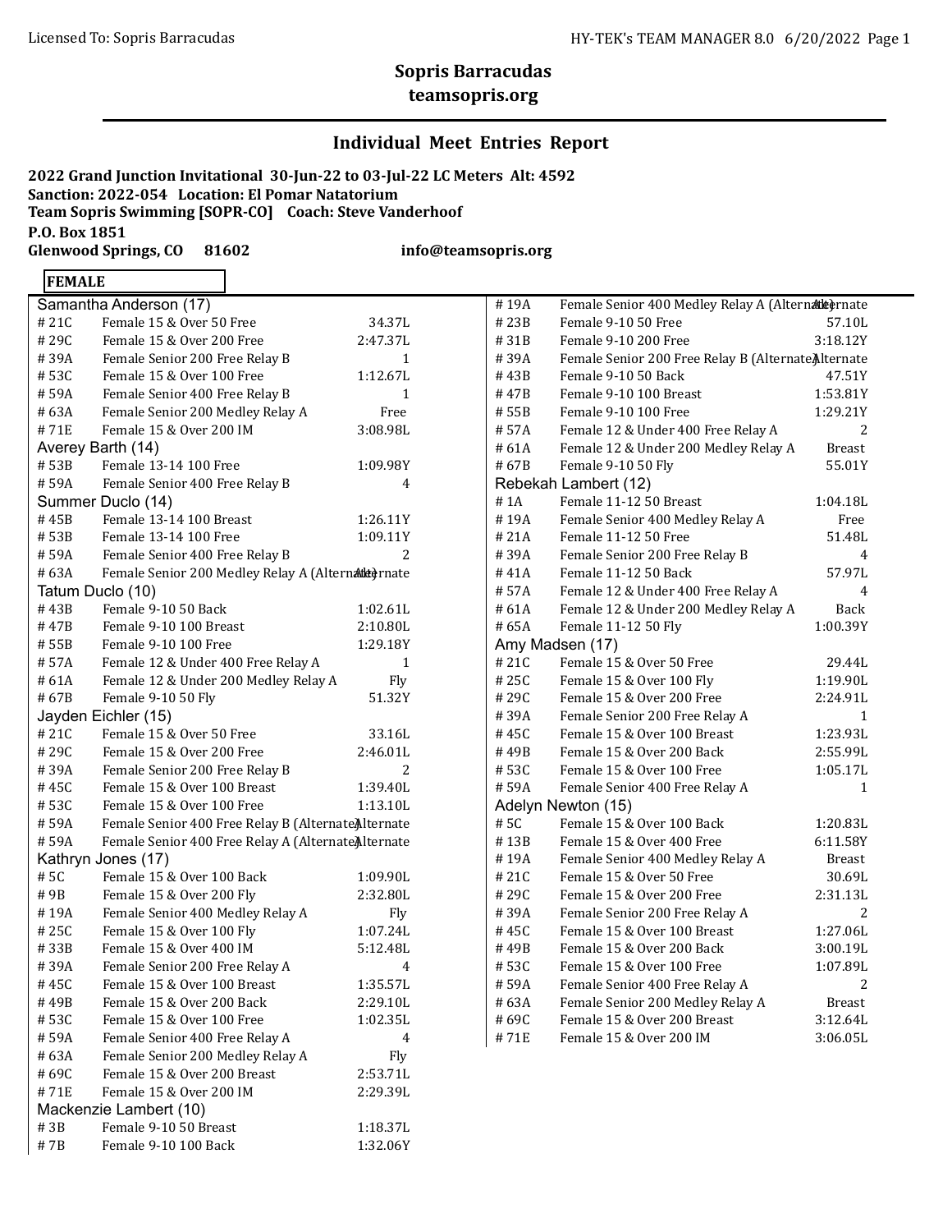# Sopris Barracudas

**teamsopris.org**

## Individual Meet Entries Report

**2022 Grand Junction Invitational 30-Jun-22 to 03-Jul-22 LC Meters Alt: 4592**
**Sanction: 2022-054 Location: El Pomar Natatorium**
**Team Sopris Swimming [SOPR-CO] Coach: Steve Vanderhoof**
**P.O. Box 1851**
**Glenwood Springs, CO 81602** **info@teamsopris.org**

**FEMALE**

**Samantha Anderson (17)**

| # | Event | Entry |
|---|---|---|
| # 21C | Female 15 & Over 50 Free | 34.37L |
| # 29C | Female 15 & Over 200 Free | 2:47.37L |
| # 39A | Female Senior 200 Free Relay B | 1 |
| # 53C | Female 15 & Over 100 Free | 1:12.67L |
| # 59A | Female Senior 400 Free Relay B | 1 |
| # 63A | Female Senior 200 Medley Relay A | Free |
| # 71E | Female 15 & Over 200 IM | 3:08.98L |

**Averey Barth (14)**

| # | Event | Entry |
|---|---|---|
| # 53B | Female 13-14 100 Free | 1:09.98Y |
| # 59A | Female Senior 400 Free Relay B | 4 |

**Summer Duclo (14)**

| # | Event | Entry |
|---|---|---|
| # 45B | Female 13-14 100 Breast | 1:26.11Y |
| # 53B | Female 13-14 100 Free | 1:09.11Y |
| # 59A | Female Senior 400 Free Relay B | 2 |
| # 63A | Female Senior 200 Medley Relay A (Alternate) | Alternate |

**Tatum Duclo (10)**

| # | Event | Entry |
|---|---|---|
| # 43B | Female 9-10 50 Back | 1:02.61L |
| # 47B | Female 9-10 100 Breast | 2:10.80L |
| # 55B | Female 9-10 100 Free | 1:29.18Y |
| # 57A | Female 12 & Under 400 Free Relay A | 1 |
| # 61A | Female 12 & Under 200 Medley Relay A | Fly |
| # 67B | Female 9-10 50 Fly | 51.32Y |

**Jayden Eichler (15)**

| # | Event | Entry |
|---|---|---|
| # 21C | Female 15 & Over 50 Free | 33.16L |
| # 29C | Female 15 & Over 200 Free | 2:46.01L |
| # 39A | Female Senior 200 Free Relay B | 2 |
| # 45C | Female 15 & Over 100 Breast | 1:39.40L |
| # 53C | Female 15 & Over 100 Free | 1:13.10L |
| # 59A | Female Senior 400 Free Relay B (Alternate) | Alternate |
| # 59A | Female Senior 400 Free Relay A (Alternate) | Alternate |

**Kathryn Jones (17)**

| # | Event | Entry |
|---|---|---|
| # 5C | Female 15 & Over 100 Back | 1:09.90L |
| # 9B | Female 15 & Over 200 Fly | 2:32.80L |
| # 19A | Female Senior 400 Medley Relay A | Fly |
| # 25C | Female 15 & Over 100 Fly | 1:07.24L |
| # 33B | Female 15 & Over 400 IM | 5:12.48L |
| # 39A | Female Senior 200 Free Relay A | 4 |
| # 45C | Female 15 & Over 100 Breast | 1:35.57L |
| # 49B | Female 15 & Over 200 Back | 2:29.10L |
| # 53C | Female 15 & Over 100 Free | 1:02.35L |
| # 59A | Female Senior 400 Free Relay A | 4 |
| # 63A | Female Senior 200 Medley Relay A | Fly |
| # 69C | Female 15 & Over 200 Breast | 2:53.71L |
| # 71E | Female 15 & Over 200 IM | 2:29.39L |

**Mackenzie Lambert (10)**

| # | Event | Entry |
|---|---|---|
| # 3B | Female 9-10 50 Breast | 1:18.37L |
| # 7B | Female 9-10 100 Back | 1:32.06Y |
| # 19A | Female Senior 400 Medley Relay A (Alternate) | Alternate |
| # 23B | Female 9-10 50 Free | 57.10L |
| # 31B | Female 9-10 200 Free | 3:18.12Y |
| # 39A | Female Senior 200 Free Relay B (Alternate) | Alternate |
| # 43B | Female 9-10 50 Back | 47.51Y |
| # 47B | Female 9-10 100 Breast | 1:53.81Y |
| # 55B | Female 9-10 100 Free | 1:29.21Y |
| # 57A | Female 12 & Under 400 Free Relay A | 2 |
| # 61A | Female 12 & Under 200 Medley Relay A | Breast |
| # 67B | Female 9-10 50 Fly | 55.01Y |

**Rebekah Lambert (12)**

| # | Event | Entry |
|---|---|---|
| # 1A | Female 11-12 50 Breast | 1:04.18L |
| # 19A | Female Senior 400 Medley Relay A | Free |
| # 21A | Female 11-12 50 Free | 51.48L |
| # 39A | Female Senior 200 Free Relay B | 4 |
| # 41A | Female 11-12 50 Back | 57.97L |
| # 57A | Female 12 & Under 400 Free Relay A | 4 |
| # 61A | Female 12 & Under 200 Medley Relay A | Back |
| # 65A | Female 11-12 50 Fly | 1:00.39Y |

**Amy Madsen (17)**

| # | Event | Entry |
|---|---|---|
| # 21C | Female 15 & Over 50 Free | 29.44L |
| # 25C | Female 15 & Over 100 Fly | 1:19.90L |
| # 29C | Female 15 & Over 200 Free | 2:24.91L |
| # 39A | Female Senior 200 Free Relay A | 1 |
| # 45C | Female 15 & Over 100 Breast | 1:23.93L |
| # 49B | Female 15 & Over 200 Back | 2:55.99L |
| # 53C | Female 15 & Over 100 Free | 1:05.17L |
| # 59A | Female Senior 400 Free Relay A | 1 |

**Adelyn Newton (15)**

| # | Event | Entry |
|---|---|---|
| # 5C | Female 15 & Over 100 Back | 1:20.83L |
| # 13B | Female 15 & Over 400 Free | 6:11.58Y |
| # 19A | Female Senior 400 Medley Relay A | Breast |
| # 21C | Female 15 & Over 50 Free | 30.69L |
| # 29C | Female 15 & Over 200 Free | 2:31.13L |
| # 39A | Female Senior 200 Free Relay A | 2 |
| # 45C | Female 15 & Over 100 Breast | 1:27.06L |
| # 49B | Female 15 & Over 200 Back | 3:00.19L |
| # 53C | Female 15 & Over 100 Free | 1:07.89L |
| # 59A | Female Senior 400 Free Relay A | 2 |
| # 63A | Female Senior 200 Medley Relay A | Breast |
| # 69C | Female 15 & Over 200 Breast | 3:12.64L |
| # 71E | Female 15 & Over 200 IM | 3:06.05L |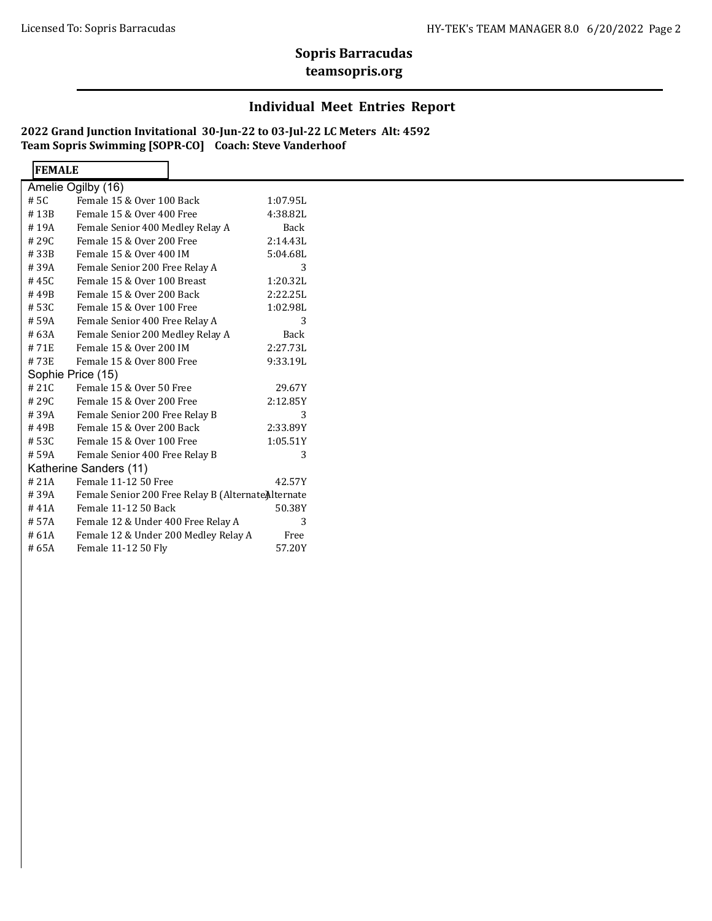# Sopris Barracudas
## teamsopris.org

## Individual Meet Entries Report

**2022 Grand Junction Invitational 30-Jun-22 to 03-Jul-22 LC Meters Alt: 4592**
**Team Sopris Swimming [SOPR-CO] Coach: Steve Vanderhoof**

**FEMALE**

**Amelie Ogilby (16)**

| # | Event | Entry |
|---|---|---|
| # 5C | Female 15 & Over 100 Back | 1:07.95L |
| # 13B | Female 15 & Over 400 Free | 4:38.82L |
| # 19A | Female Senior 400 Medley Relay A | Back |
| # 29C | Female 15 & Over 200 Free | 2:14.43L |
| # 33B | Female 15 & Over 400 IM | 5:04.68L |
| # 39A | Female Senior 200 Free Relay A | 3 |
| # 45C | Female 15 & Over 100 Breast | 1:20.32L |
| # 49B | Female 15 & Over 200 Back | 2:22.25L |
| # 53C | Female 15 & Over 100 Free | 1:02.98L |
| # 59A | Female Senior 400 Free Relay A | 3 |
| # 63A | Female Senior 200 Medley Relay A | Back |
| # 71E | Female 15 & Over 200 IM | 2:27.73L |
| # 73E | Female 15 & Over 800 Free | 9:33.19L |

**Sophie Price (15)**

| # | Event | Entry |
|---|---|---|
| # 21C | Female 15 & Over 50 Free | 29.67Y |
| # 29C | Female 15 & Over 200 Free | 2:12.85Y |
| # 39A | Female Senior 200 Free Relay B | 3 |
| # 49B | Female 15 & Over 200 Back | 2:33.89Y |
| # 53C | Female 15 & Over 100 Free | 1:05.51Y |
| # 59A | Female Senior 400 Free Relay B | 3 |

**Katherine Sanders (11)**

| # | Event | Entry |
|---|---|---|
| # 21A | Female 11-12 50 Free | 42.57Y |
| # 39A | Female Senior 200 Free Relay B (Alternate) | Alternate |
| # 41A | Female 11-12 50 Back | 50.38Y |
| # 57A | Female 12 & Under 400 Free Relay A | 3 |
| # 61A | Female 12 & Under 200 Medley Relay A | Free |
| # 65A | Female 11-12 50 Fly | 57.20Y |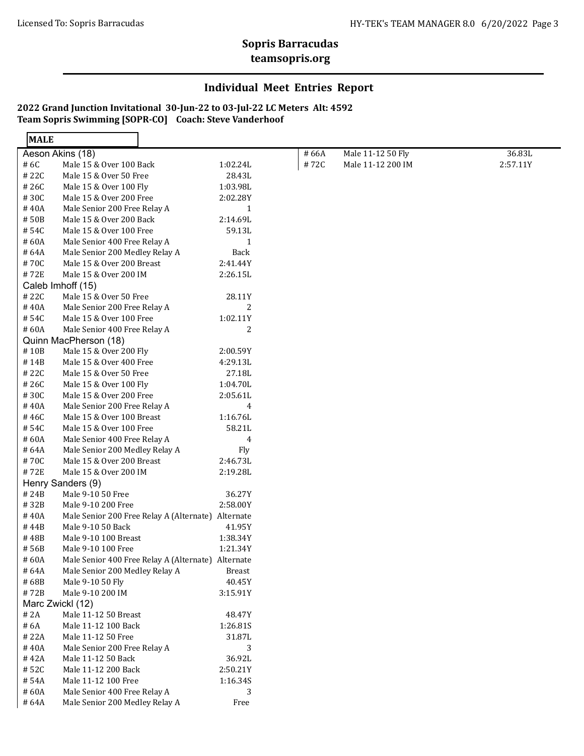## Sopris Barracudas
## teamsopris.org

### Individual Meet Entries Report

**2022 Grand Junction Invitational 30-Jun-22 to 03-Jul-22 LC Meters Alt: 4592**
**Team Sopris Swimming [SOPR-CO] Coach: Steve Vanderhoof**

**MALE**

**Aeson Akins (18)**

| # | Event | Entry |
|---|---|---|
| # 6C | Male 15 & Over 100 Back | 1:02.24L |
| # 22C | Male 15 & Over 50 Free | 28.43L |
| # 26C | Male 15 & Over 100 Fly | 1:03.98L |
| # 30C | Male 15 & Over 200 Free | 2:02.28Y |
| # 40A | Male Senior 200 Free Relay A | 1 |
| # 50B | Male 15 & Over 200 Back | 2:14.69L |
| # 54C | Male 15 & Over 100 Free | 59.13L |
| # 60A | Male Senior 400 Free Relay A | 1 |
| # 64A | Male Senior 200 Medley Relay A | Back |
| # 70C | Male 15 & Over 200 Breast | 2:41.44Y |
| # 72E | Male 15 & Over 200 IM | 2:26.15L |

**Caleb Imhoff (15)**

| # | Event | Entry |
|---|---|---|
| # 22C | Male 15 & Over 50 Free | 28.11Y |
| # 40A | Male Senior 200 Free Relay A | 2 |
| # 54C | Male 15 & Over 100 Free | 1:02.11Y |
| # 60A | Male Senior 400 Free Relay A | 2 |

**Quinn MacPherson (18)**

| # | Event | Entry |
|---|---|---|
| # 10B | Male 15 & Over 200 Fly | 2:00.59Y |
| # 14B | Male 15 & Over 400 Free | 4:29.13L |
| # 22C | Male 15 & Over 50 Free | 27.18L |
| # 26C | Male 15 & Over 100 Fly | 1:04.70L |
| # 30C | Male 15 & Over 200 Free | 2:05.61L |
| # 40A | Male Senior 200 Free Relay A | 4 |
| # 46C | Male 15 & Over 100 Breast | 1:16.76L |
| # 54C | Male 15 & Over 100 Free | 58.21L |
| # 60A | Male Senior 400 Free Relay A | 4 |
| # 64A | Male Senior 200 Medley Relay A | Fly |
| # 70C | Male 15 & Over 200 Breast | 2:46.73L |
| # 72E | Male 15 & Over 200 IM | 2:19.28L |

**Henry Sanders (9)**

| # | Event | Entry |
|---|---|---|
| # 24B | Male 9-10 50 Free | 36.27Y |
| # 32B | Male 9-10 200 Free | 2:58.00Y |
| # 40A | Male Senior 200 Free Relay A (Alternate) | Alternate |
| # 44B | Male 9-10 50 Back | 41.95Y |
| # 48B | Male 9-10 100 Breast | 1:38.34Y |
| # 56B | Male 9-10 100 Free | 1:21.34Y |
| # 60A | Male Senior 400 Free Relay A (Alternate) | Alternate |
| # 64A | Male Senior 200 Medley Relay A | Breast |
| # 68B | Male 9-10 50 Fly | 40.45Y |
| # 72B | Male 9-10 200 IM | 3:15.91Y |

**Marc Zwickl (12)**

| # | Event | Entry |
|---|---|---|
| # 2A | Male 11-12 50 Breast | 48.47Y |
| # 6A | Male 11-12 100 Back | 1:26.81S |
| # 22A | Male 11-12 50 Free | 31.87L |
| # 40A | Male Senior 200 Free Relay A | 3 |
| # 42A | Male 11-12 50 Back | 36.92L |
| # 52C | Male 11-12 200 Back | 2:50.21Y |
| # 54A | Male 11-12 100 Free | 1:16.34S |
| # 60A | Male Senior 400 Free Relay A | 3 |
| # 64A | Male Senior 200 Medley Relay A | Free |
| # 66A | Male 11-12 50 Fly | 36.83L |
| # 72C | Male 11-12 200 IM | 2:57.11Y |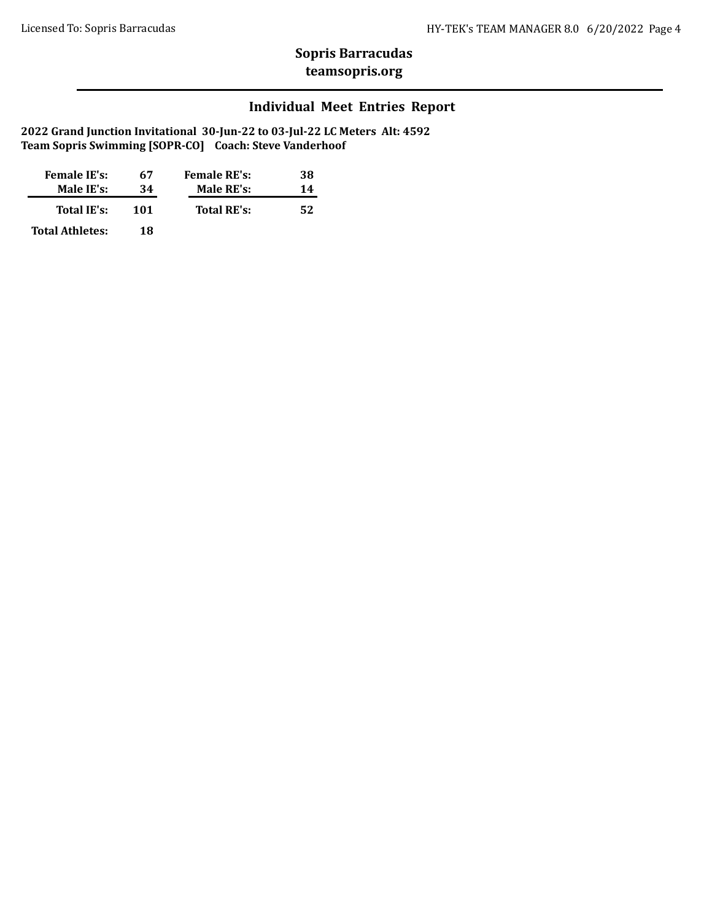## Sopris Barracudas
**teamsopris.org**

## Individual Meet Entries Report

**2022 Grand Junction Invitational 30-Jun-22 to 03-Jul-22 LC Meters Alt: 4592**
**Team Sopris Swimming [SOPR-CO] Coach: Steve Vanderhoof**

| | | | |
|---|---|---|---|
| **Female IE's:** | **67** | **Female RE's:** | **38** |
| **Male IE's:** | **34** | **Male RE's:** | **14** |
| **Total IE's:** | **101** | **Total RE's:** | **52** |
| **Total Athletes:** | **18** | | |